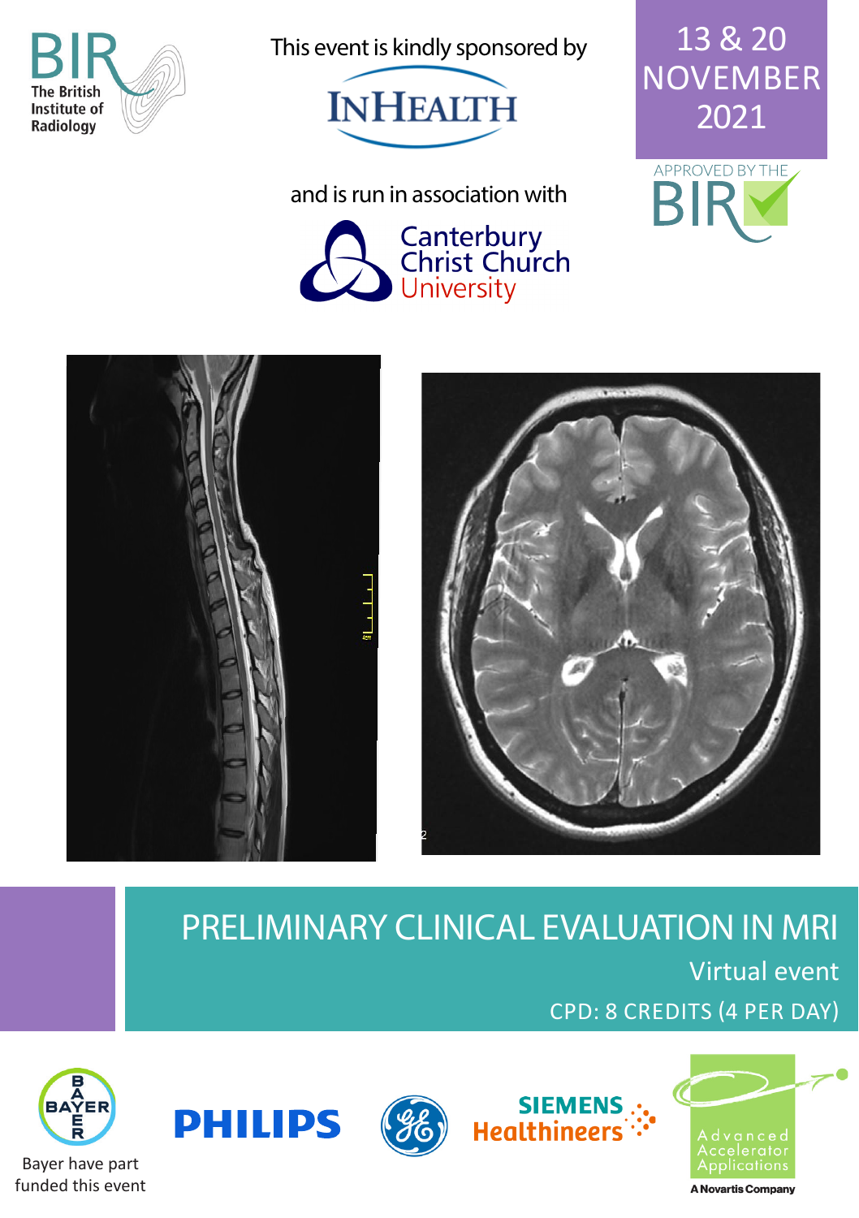The British Institute of Radiology

This event is kindly sponsored by

INHEALTH

and is run in association with

Canterbury Christ Church University

13 & 20 NOVEMBER 2021

APPROVED BY THE BIR

# PRELIMINARY CLINICAL EVALUATION IN MRI

Virtual event

CPD: 8 CREDITS (4 PER DAY)

Bayer have part funded this event

PHILIPS

SIEMENS Healthineers

Advanced Accelerator Applications

A Novartis Company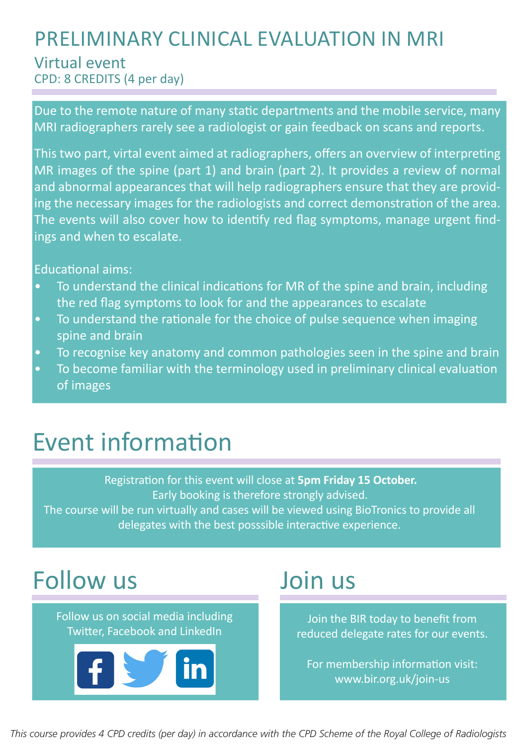# PRELIMINARY CLINICAL EVALUATION IN MRI

## Virtual event

CPD: 8 CREDITS (4 per day)

Due to the remote nature of many static departments and the mobile service, many MRI radiographers rarely see a radiologist or gain feedback on scans and reports.

This two part, virtal event aimed at radiographers, offers an overview of interpreting MR images of the spine (part 1) and brain (part 2). It provides a review of normal and abnormal appearances that will help radiographers ensure that they are providing the necessary images for the radiologists and correct demonstration of the area. The events will also cover how to identify red flag symptoms, manage urgent findings and when to escalate.

Educational aims:

- To understand the clinical indications for MR of the spine and brain, including the red flag symptoms to look for and the appearances to escalate
- To understand the rationale for the choice of pulse sequence when imaging spine and brain
- To recognise key anatomy and common pathologies seen in the spine and brain
- To become familiar with the terminology used in preliminary clinical evaluation of images

# Event information

Registration for this event will close at **5pm Friday 15 October.**
Early booking is therefore strongly advised.
The course will be run virtually and cases will be viewed using BioTronics to provide all delegates with the best posssible interactive experience.

# Follow us

Follow us on social media including Twitter, Facebook and LinkedIn

# Join us

Join the BIR today to benefit from reduced delegate rates for our events.

For membership information visit: www.bir.org.uk/join-us

*This course provides 4 CPD credits (per day) in accordance with the CPD Scheme of the Royal College of Radiologists*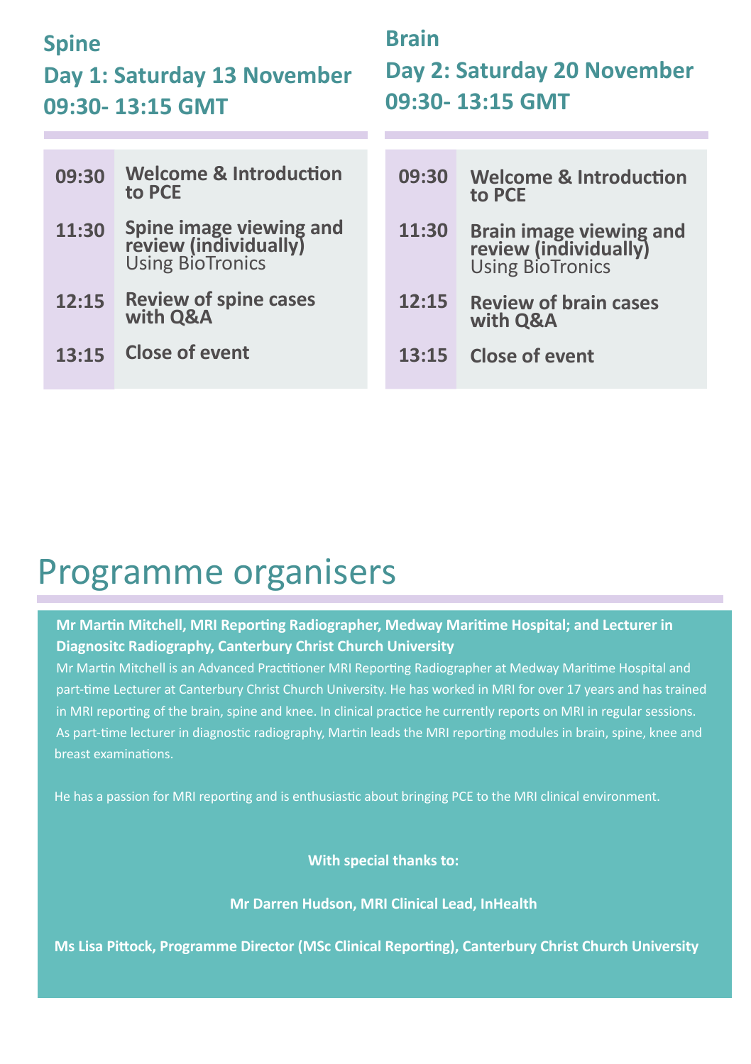## Spine

### Day 1: Saturday 13 November 09:30- 13:15 GMT

| | |
|---|---|
| **09:30** | **Welcome & Introduction to PCE** |
| **11:30** | **Spine image viewing and review (individually)** Using BioTronics |
| **12:15** | **Review of spine cases with Q&A** |
| **13:15** | **Close of event** |

## Brain

### Day 2: Saturday 20 November 09:30- 13:15 GMT

| | |
|---|---|
| **09:30** | **Welcome & Introduction to PCE** |
| **11:30** | **Brain image viewing and review (individually)** Using BioTronics |
| **12:15** | **Review of brain cases with Q&A** |
| **13:15** | **Close of event** |

# Programme organisers

**Mr Martin Mitchell, MRI Reporting Radiographer, Medway Maritime Hospital; and Lecturer in Diagnositc Radiography, Canterbury Christ Church University**

Mr Martin Mitchell is an Advanced Practitioner MRI Reporting Radiographer at Medway Maritime Hospital and part-time Lecturer at Canterbury Christ Church University. He has worked in MRI for over 17 years and has trained in MRI reporting of the brain, spine and knee. In clinical practice he currently reports on MRI in regular sessions. As part-time lecturer in diagnostic radiography, Martin leads the MRI reporting modules in brain, spine, knee and breast examinations.

He has a passion for MRI reporting and is enthusiastic about bringing PCE to the MRI clinical environment.

**With special thanks to:**

**Mr Darren Hudson, MRI Clinical Lead, InHealth**

**Ms Lisa Pittock, Programme Director (MSc Clinical Reporting), Canterbury Christ Church University**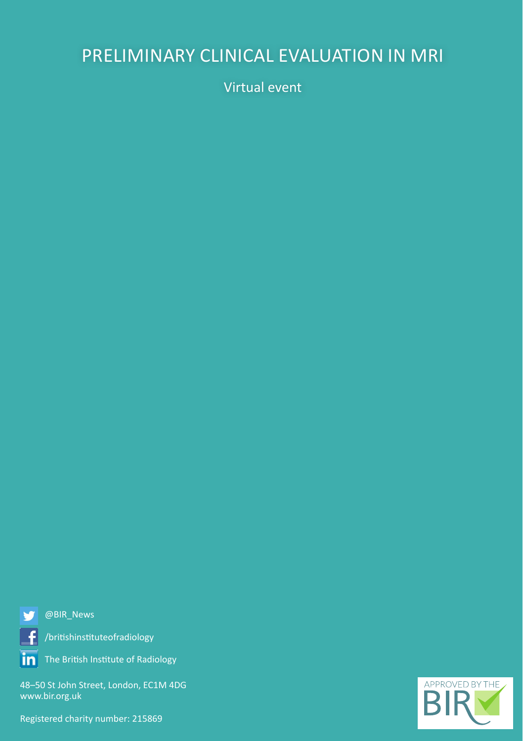# PRELIMINARY CLINICAL EVALUATION IN MRI

Virtual event

@BIR_News

/britishinstituteofradiology

The British Institute of Radiology

48–50 St John Street, London, EC1M 4DG
www.bir.org.uk

Registered charity number: 215869

APPROVED BY THE BIR